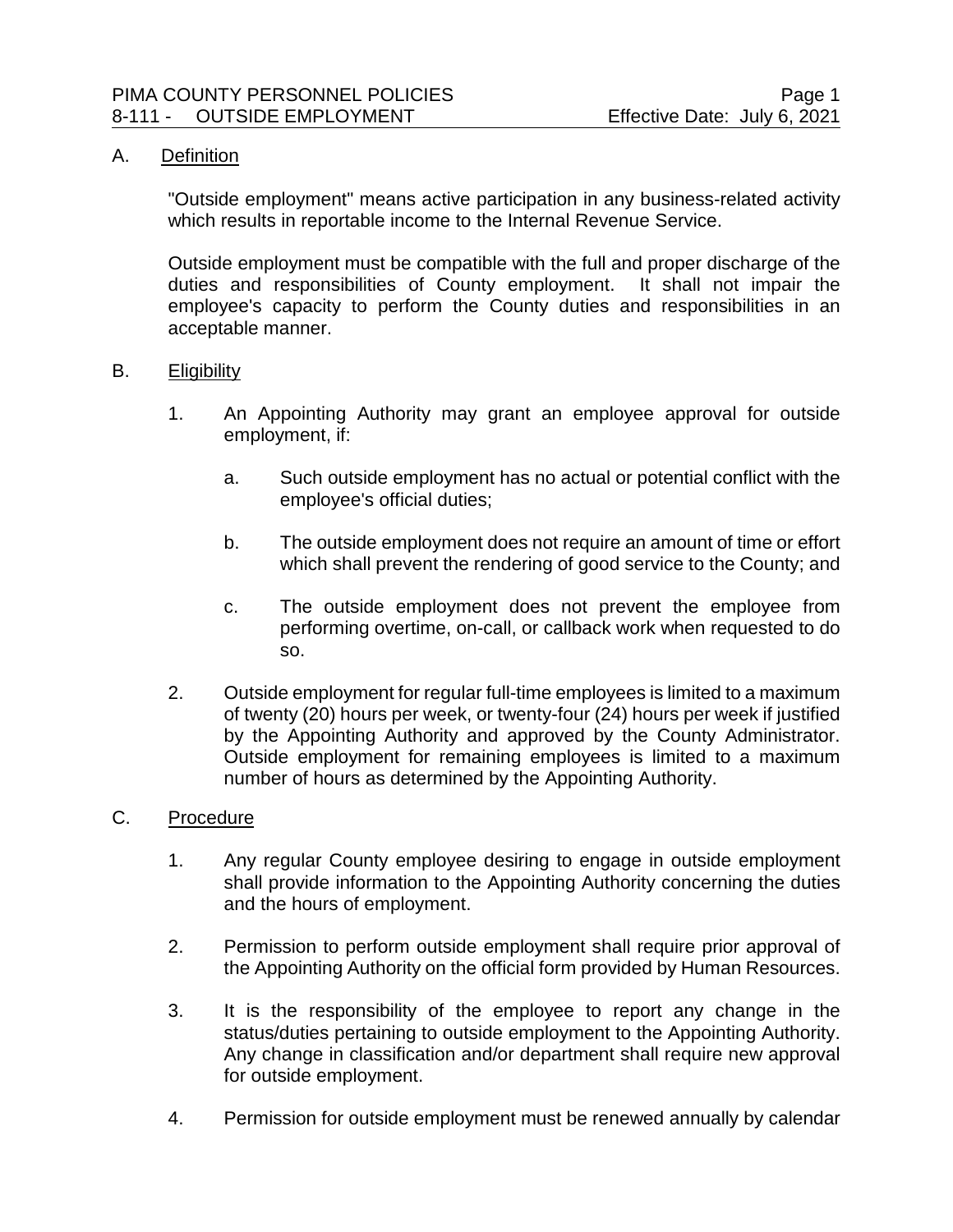## A. Definition

"Outside employment" means active participation in any business-related activity which results in reportable income to the Internal Revenue Service.

Outside employment must be compatible with the full and proper discharge of the duties and responsibilities of County employment. It shall not impair the employee's capacity to perform the County duties and responsibilities in an acceptable manner.

## B. Eligibility

1. An Appointing Authority may grant an employee approval for outside employment, if:

   a. Such outside employment has no actual or potential conflict with the employee's official duties;

   b. The outside employment does not require an amount of time or effort which shall prevent the rendering of good service to the County; and

   c. The outside employment does not prevent the employee from performing overtime, on-call, or callback work when requested to do so.

2. Outside employment for regular full-time employees is limited to a maximum of twenty (20) hours per week, or twenty-four (24) hours per week if justified by the Appointing Authority and approved by the County Administrator. Outside employment for remaining employees is limited to a maximum number of hours as determined by the Appointing Authority.

## C. Procedure

1. Any regular County employee desiring to engage in outside employment shall provide information to the Appointing Authority concerning the duties and the hours of employment.

2. Permission to perform outside employment shall require prior approval of the Appointing Authority on the official form provided by Human Resources.

3. It is the responsibility of the employee to report any change in the status/duties pertaining to outside employment to the Appointing Authority. Any change in classification and/or department shall require new approval for outside employment.

4. Permission for outside employment must be renewed annually by calendar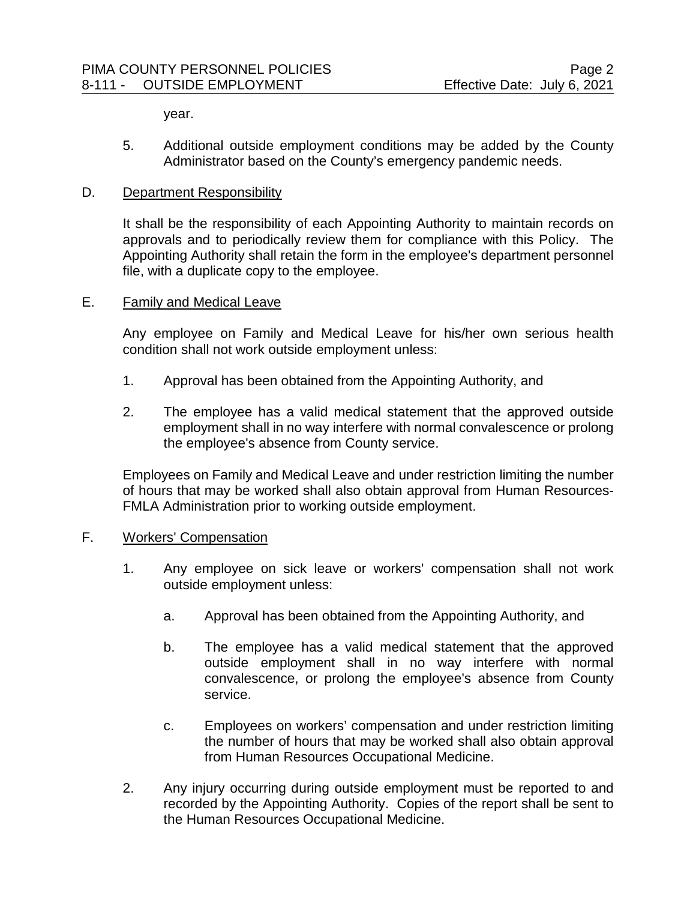year.

5. Additional outside employment conditions may be added by the County Administrator based on the County's emergency pandemic needs.

D. Department Responsibility

It shall be the responsibility of each Appointing Authority to maintain records on approvals and to periodically review them for compliance with this Policy. The Appointing Authority shall retain the form in the employee's department personnel file, with a duplicate copy to the employee.

E. Family and Medical Leave

Any employee on Family and Medical Leave for his/her own serious health condition shall not work outside employment unless:

1. Approval has been obtained from the Appointing Authority, and

2. The employee has a valid medical statement that the approved outside employment shall in no way interfere with normal convalescence or prolong the employee's absence from County service.

Employees on Family and Medical Leave and under restriction limiting the number of hours that may be worked shall also obtain approval from Human Resources-FMLA Administration prior to working outside employment.

F. Workers' Compensation

1. Any employee on sick leave or workers' compensation shall not work outside employment unless:

   a. Approval has been obtained from the Appointing Authority, and

   b. The employee has a valid medical statement that the approved outside employment shall in no way interfere with normal convalescence, or prolong the employee's absence from County service.

   c. Employees on workers' compensation and under restriction limiting the number of hours that may be worked shall also obtain approval from Human Resources Occupational Medicine.

2. Any injury occurring during outside employment must be reported to and recorded by the Appointing Authority. Copies of the report shall be sent to the Human Resources Occupational Medicine.